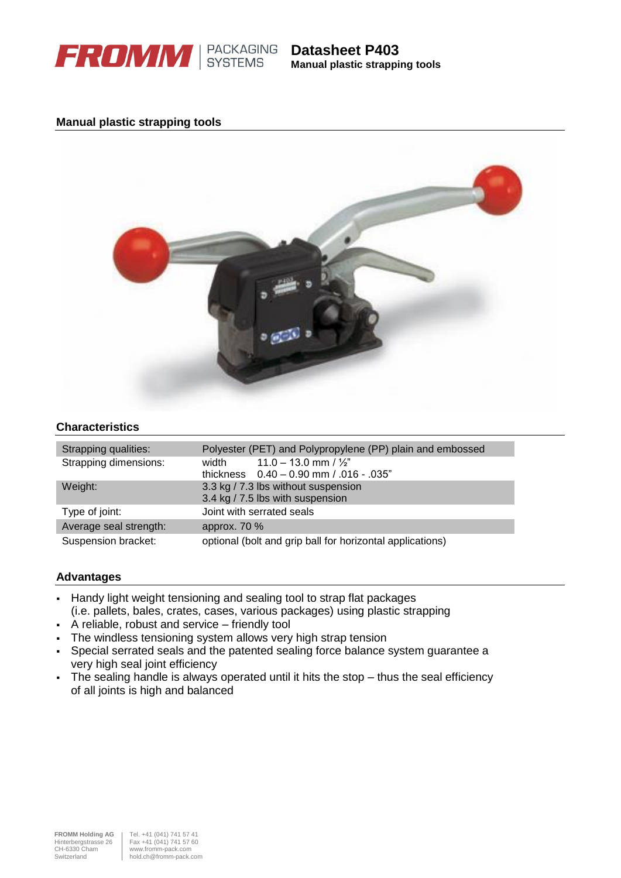**FROMM** PACKAGING SYSTEMS

# Datasheet P403

**Manual plastic strapping tools**

## Manual plastic strapping tools

## Characteristics

| | |
|---|---|
| Strapping qualities: | Polyester (PET) and Polypropylene (PP) plain and embossed |
| Strapping dimensions: | width 11.0 – 13.0 mm / ½"<br>thickness 0.40 – 0.90 mm / .016 - .035" |
| Weight: | 3.3 kg / 7.3 lbs without suspension<br>3.4 kg / 7.5 lbs with suspension |
| Type of joint: | Joint with serrated seals |
| Average seal strength: | approx. 70 % |
| Suspension bracket: | optional (bolt and grip ball for horizontal applications) |

## Advantages

- Handy light weight tensioning and sealing tool to strap flat packages (i.e. pallets, bales, crates, cases, various packages) using plastic strapping
- A reliable, robust and service – friendly tool
- The windless tensioning system allows very high strap tension
- Special serrated seals and the patented sealing force balance system guarantee a very high seal joint efficiency
- The sealing handle is always operated until it hits the stop – thus the seal efficiency of all joints is high and balanced

**FROMM Holding AG**
Hinterbergstrasse 26
CH-6330 Cham
Switzerland

Tel. +41 (041) 741 57 41
Fax +41 (041) 741 57 60
www.fromm-pack.com
hold.ch@fromm-pack.com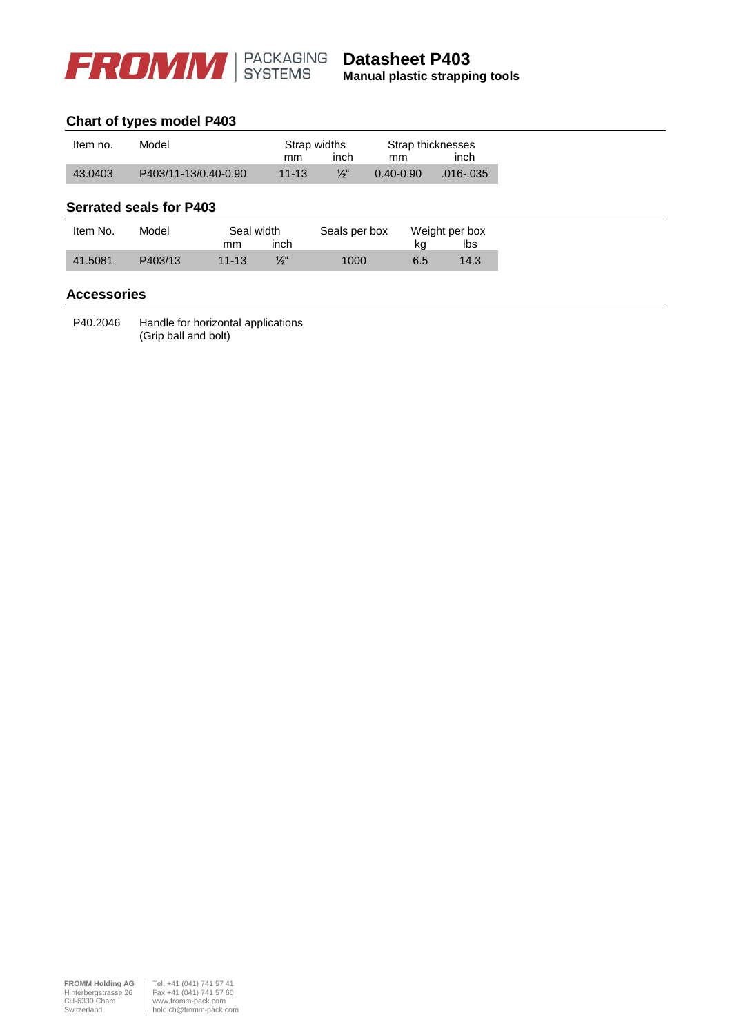# Datasheet P403

**Manual plastic strapping tools**

## Chart of types model P403

| Item no. | Model | Strap widths | | Strap thicknesses | |
|---|---|---|---|---|---|
| | | mm | inch | mm | inch |
| 43.0403 | P403/11-13/0.40-0.90 | 11-13 | ½" | 0.40-0.90 | .016-.035 |

## Serrated seals for P403

| Item No. | Model | Seal width | | Seals per box | Weight per box | |
|---|---|---|---|---|---|---|
| | | mm | inch | | kg | lbs |
| 41.5081 | P403/13 | 11-13 | ½" | 1000 | 6.5 | 14.3 |

## Accessories

| | |
|---|---|
| P40.2046 | Handle for horizontal applications (Grip ball and bolt) |

**FROMM Holding AG**
Hinterbergstrasse 26
CH-6330 Cham
Switzerland

Tel. +41 (041) 741 57 41
Fax +41 (041) 741 57 60
www.fromm-pack.com
hold.ch@fromm-pack.com